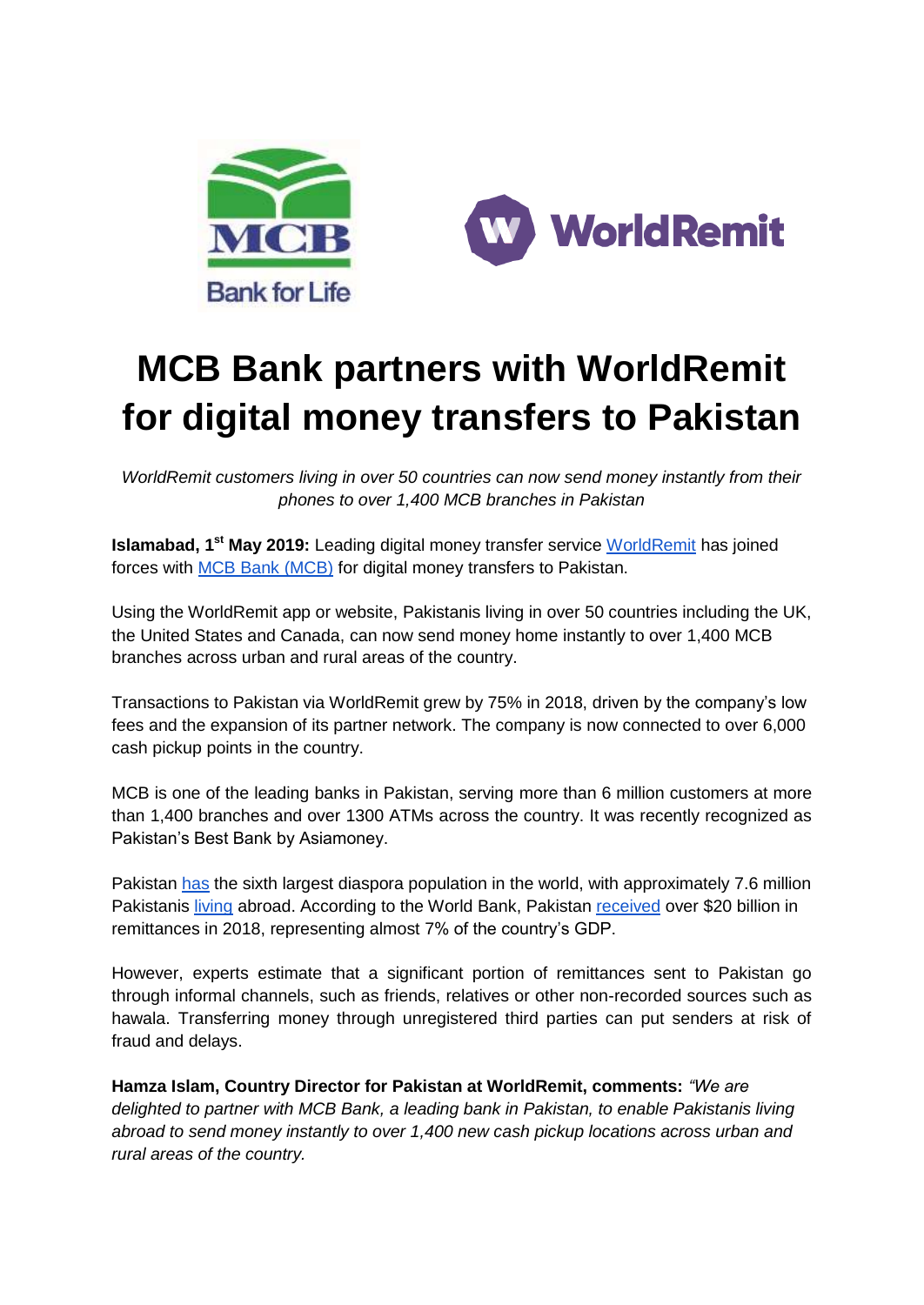# MCB Bank partners with WorldRemit for digital money transfers to Pakistan

*WorldRemit customers living in over 50 countries can now send money instantly from their phones to over 1,400 MCB branches in Pakistan*

**Islamabad, 1st May 2019:** Leading digital money transfer service WorldRemit has joined forces with MCB Bank (MCB) for digital money transfers to Pakistan.

Using the WorldRemit app or website, Pakistanis living in over 50 countries including the UK, the United States and Canada, can now send money home instantly to over 1,400 MCB branches across urban and rural areas of the country.

Transactions to Pakistan via WorldRemit grew by 75% in 2018, driven by the company's low fees and the expansion of its partner network. The company is now connected to over 6,000 cash pickup points in the country.

MCB is one of the leading banks in Pakistan, serving more than 6 million customers at more than 1,400 branches and over 1300 ATMs across the country. It was recently recognized as Pakistan's Best Bank by Asiamoney.

Pakistan has the sixth largest diaspora population in the world, with approximately 7.6 million Pakistanis living abroad. According to the World Bank, Pakistan received over $20 billion in remittances in 2018, representing almost 7% of the country's GDP.

However, experts estimate that a significant portion of remittances sent to Pakistan go through informal channels, such as friends, relatives or other non-recorded sources such as hawala. Transferring money through unregistered third parties can put senders at risk of fraud and delays.

**Hamza Islam, Country Director for Pakistan at WorldRemit, comments:** *"We are delighted to partner with MCB Bank, a leading bank in Pakistan, to enable Pakistanis living abroad to send money instantly to over 1,400 new cash pickup locations across urban and rural areas of the country.*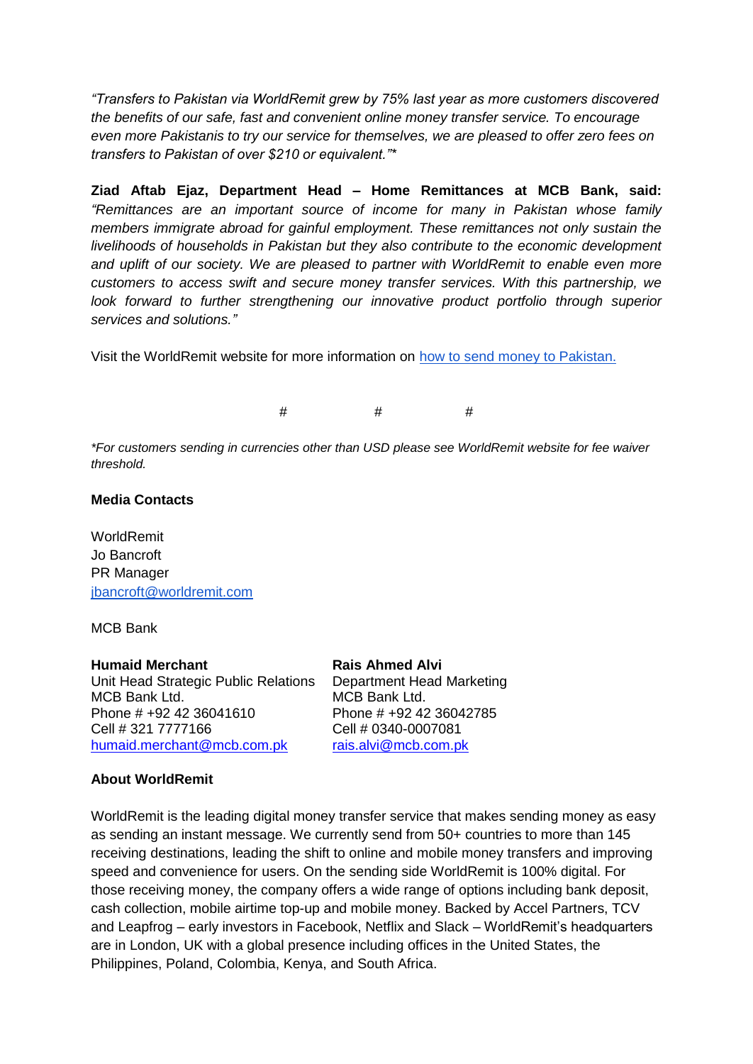*“Transfers to Pakistan via WorldRemit grew by 75% last year as more customers discovered the benefits of our safe, fast and convenient online money transfer service. To encourage even more Pakistanis to try our service for themselves, we are pleased to offer zero fees on transfers to Pakistan of over $210 or equivalent.”**

**Ziad Aftab Ejaz, Department Head – Home Remittances at MCB Bank, said:** *“Remittances are an important source of income for many in Pakistan whose family members immigrate abroad for gainful employment. These remittances not only sustain the livelihoods of households in Pakistan but they also contribute to the economic development and uplift of our society. We are pleased to partner with WorldRemit to enable even more customers to access swift and secure money transfer services. With this partnership, we look forward to further strengthening our innovative product portfolio through superior services and solutions.”*

Visit the WorldRemit website for more information on how to send money to Pakistan.

# # #

*\*For customers sending in currencies other than USD please see WorldRemit website for fee waiver threshold.*

**Media Contacts**

WorldRemit
Jo Bancroft
PR Manager
jbancroft@worldremit.com

MCB Bank

**Humaid Merchant**
Unit Head Strategic Public Relations
MCB Bank Ltd.
Phone # +92 42 36041610
Cell # 321 7777166
humaid.merchant@mcb.com.pk

**Rais Ahmed Alvi**
Department Head Marketing
MCB Bank Ltd.
Phone # +92 42 36042785
Cell # 0340-0007081
rais.alvi@mcb.com.pk

**About WorldRemit**

WorldRemit is the leading digital money transfer service that makes sending money as easy as sending an instant message. We currently send from 50+ countries to more than 145 receiving destinations, leading the shift to online and mobile money transfers and improving speed and convenience for users. On the sending side WorldRemit is 100% digital. For those receiving money, the company offers a wide range of options including bank deposit, cash collection, mobile airtime top-up and mobile money. Backed by Accel Partners, TCV and Leapfrog – early investors in Facebook, Netflix and Slack – WorldRemit’s headquarters are in London, UK with a global presence including offices in the United States, the Philippines, Poland, Colombia, Kenya, and South Africa.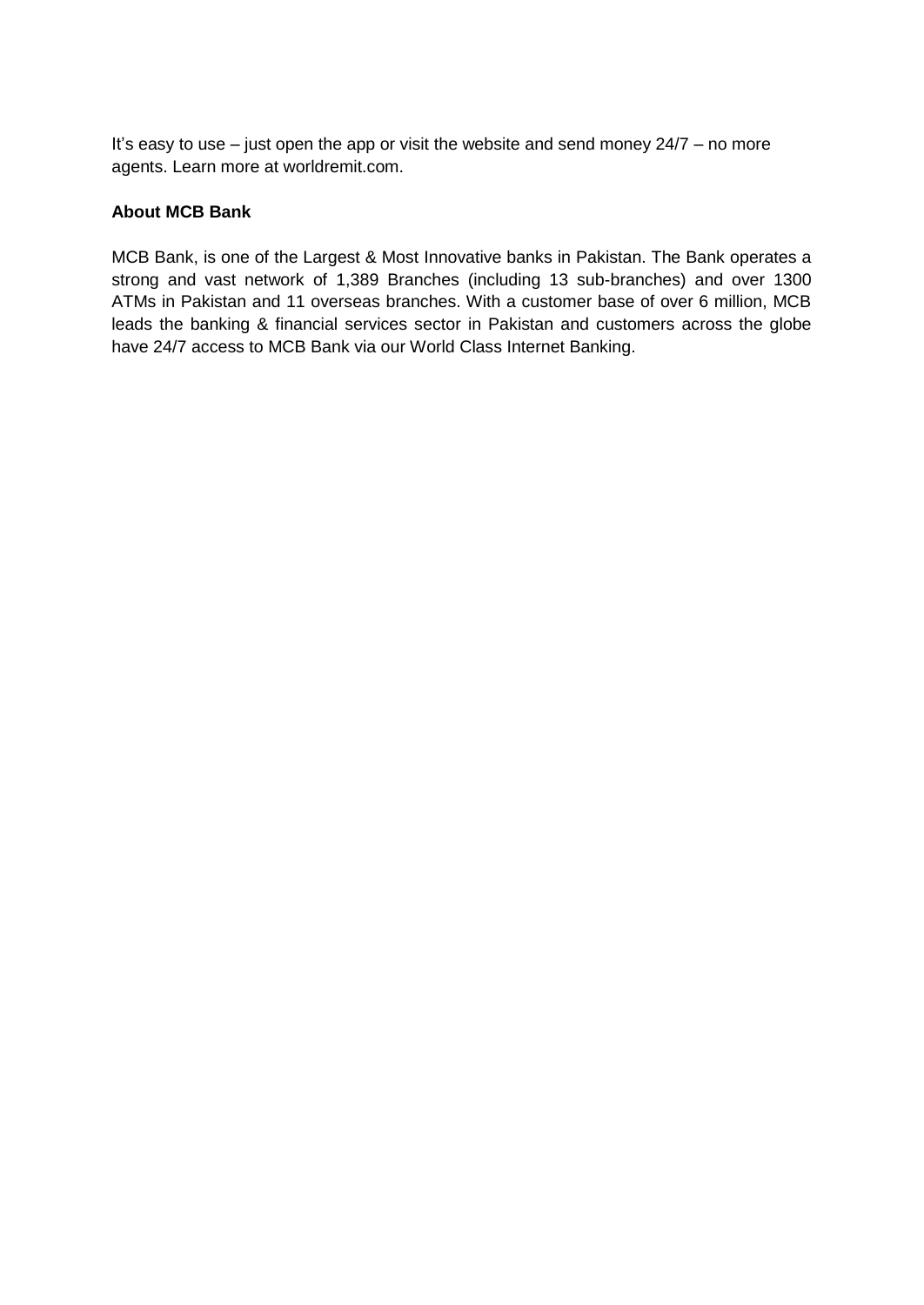It's easy to use – just open the app or visit the website and send money 24/7 – no more agents. Learn more at worldremit.com.

**About MCB Bank**

MCB Bank, is one of the Largest & Most Innovative banks in Pakistan. The Bank operates a strong and vast network of 1,389 Branches (including 13 sub-branches) and over 1300 ATMs in Pakistan and 11 overseas branches. With a customer base of over 6 million, MCB leads the banking & financial services sector in Pakistan and customers across the globe have 24/7 access to MCB Bank via our World Class Internet Banking.